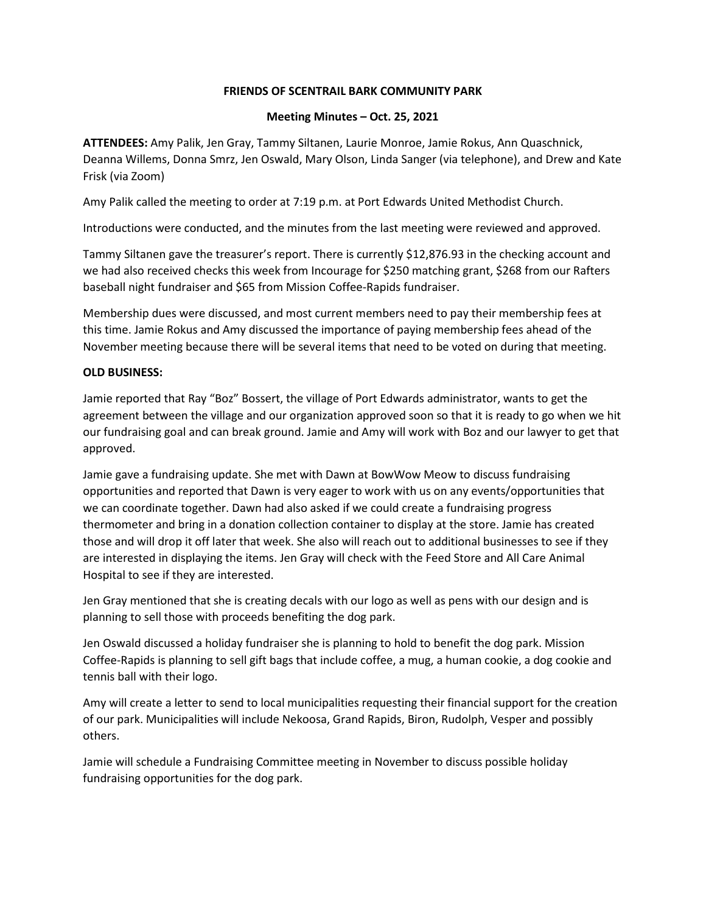**FRIENDS OF SCENTRAIL BARK COMMUNITY PARK**

**Meeting Minutes – Oct. 25, 2021**

**ATTENDEES:** Amy Palik, Jen Gray, Tammy Siltanen, Laurie Monroe, Jamie Rokus, Ann Quaschnick, Deanna Willems, Donna Smrz, Jen Oswald, Mary Olson, Linda Sanger (via telephone), and Drew and Kate Frisk (via Zoom)

Amy Palik called the meeting to order at 7:19 p.m. at Port Edwards United Methodist Church.

Introductions were conducted, and the minutes from the last meeting were reviewed and approved.

Tammy Siltanen gave the treasurer's report. There is currently $12,876.93 in the checking account and we had also received checks this week from Incourage for $250 matching grant, $268 from our Rafters baseball night fundraiser and $65 from Mission Coffee-Rapids fundraiser.

Membership dues were discussed, and most current members need to pay their membership fees at this time. Jamie Rokus and Amy discussed the importance of paying membership fees ahead of the November meeting because there will be several items that need to be voted on during that meeting.

**OLD BUSINESS:**

Jamie reported that Ray "Boz" Bossert, the village of Port Edwards administrator, wants to get the agreement between the village and our organization approved soon so that it is ready to go when we hit our fundraising goal and can break ground. Jamie and Amy will work with Boz and our lawyer to get that approved.

Jamie gave a fundraising update. She met with Dawn at BowWow Meow to discuss fundraising opportunities and reported that Dawn is very eager to work with us on any events/opportunities that we can coordinate together. Dawn had also asked if we could create a fundraising progress thermometer and bring in a donation collection container to display at the store. Jamie has created those and will drop it off later that week. She also will reach out to additional businesses to see if they are interested in displaying the items. Jen Gray will check with the Feed Store and All Care Animal Hospital to see if they are interested.

Jen Gray mentioned that she is creating decals with our logo as well as pens with our design and is planning to sell those with proceeds benefiting the dog park.

Jen Oswald discussed a holiday fundraiser she is planning to hold to benefit the dog park. Mission Coffee-Rapids is planning to sell gift bags that include coffee, a mug, a human cookie, a dog cookie and tennis ball with their logo.

Amy will create a letter to send to local municipalities requesting their financial support for the creation of our park. Municipalities will include Nekoosa, Grand Rapids, Biron, Rudolph, Vesper and possibly others.

Jamie will schedule a Fundraising Committee meeting in November to discuss possible holiday fundraising opportunities for the dog park.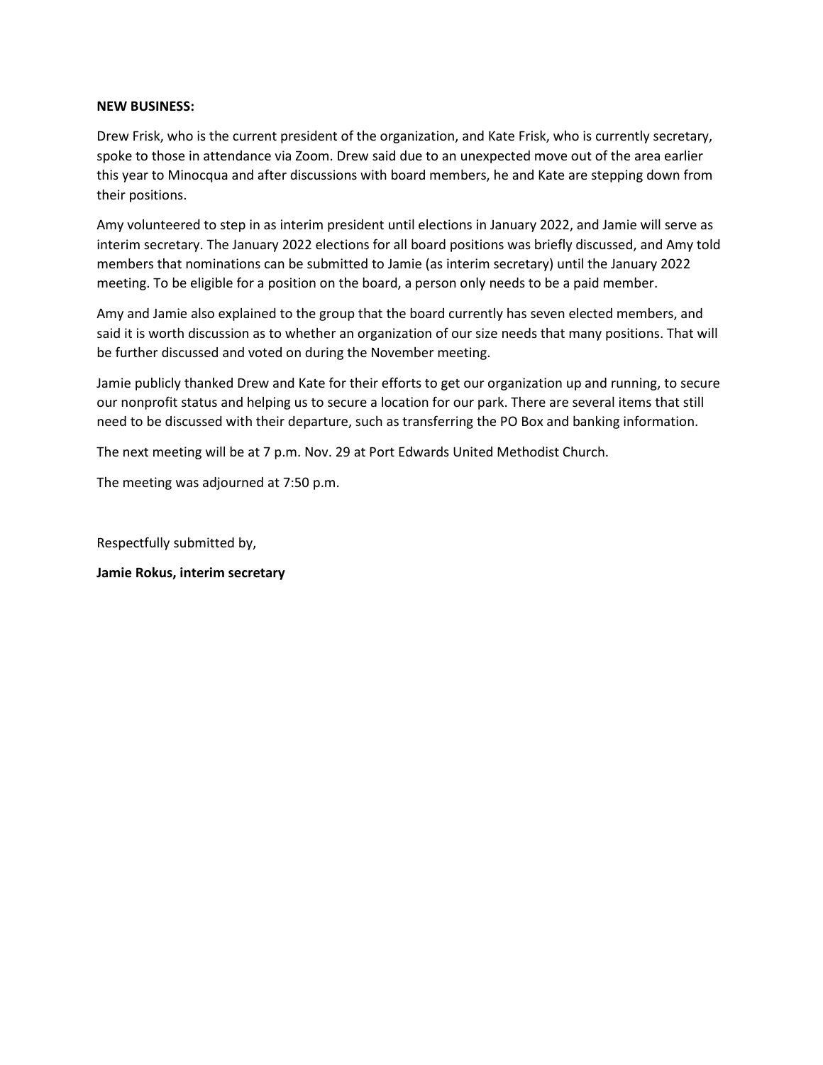**NEW BUSINESS:**

Drew Frisk, who is the current president of the organization, and Kate Frisk, who is currently secretary, spoke to those in attendance via Zoom. Drew said due to an unexpected move out of the area earlier this year to Minocqua and after discussions with board members, he and Kate are stepping down from their positions.

Amy volunteered to step in as interim president until elections in January 2022, and Jamie will serve as interim secretary. The January 2022 elections for all board positions was briefly discussed, and Amy told members that nominations can be submitted to Jamie (as interim secretary) until the January 2022 meeting. To be eligible for a position on the board, a person only needs to be a paid member.

Amy and Jamie also explained to the group that the board currently has seven elected members, and said it is worth discussion as to whether an organization of our size needs that many positions. That will be further discussed and voted on during the November meeting.

Jamie publicly thanked Drew and Kate for their efforts to get our organization up and running, to secure our nonprofit status and helping us to secure a location for our park. There are several items that still need to be discussed with their departure, such as transferring the PO Box and banking information.

The next meeting will be at 7 p.m. Nov. 29 at Port Edwards United Methodist Church.

The meeting was adjourned at 7:50 p.m.

Respectfully submitted by,

**Jamie Rokus, interim secretary**